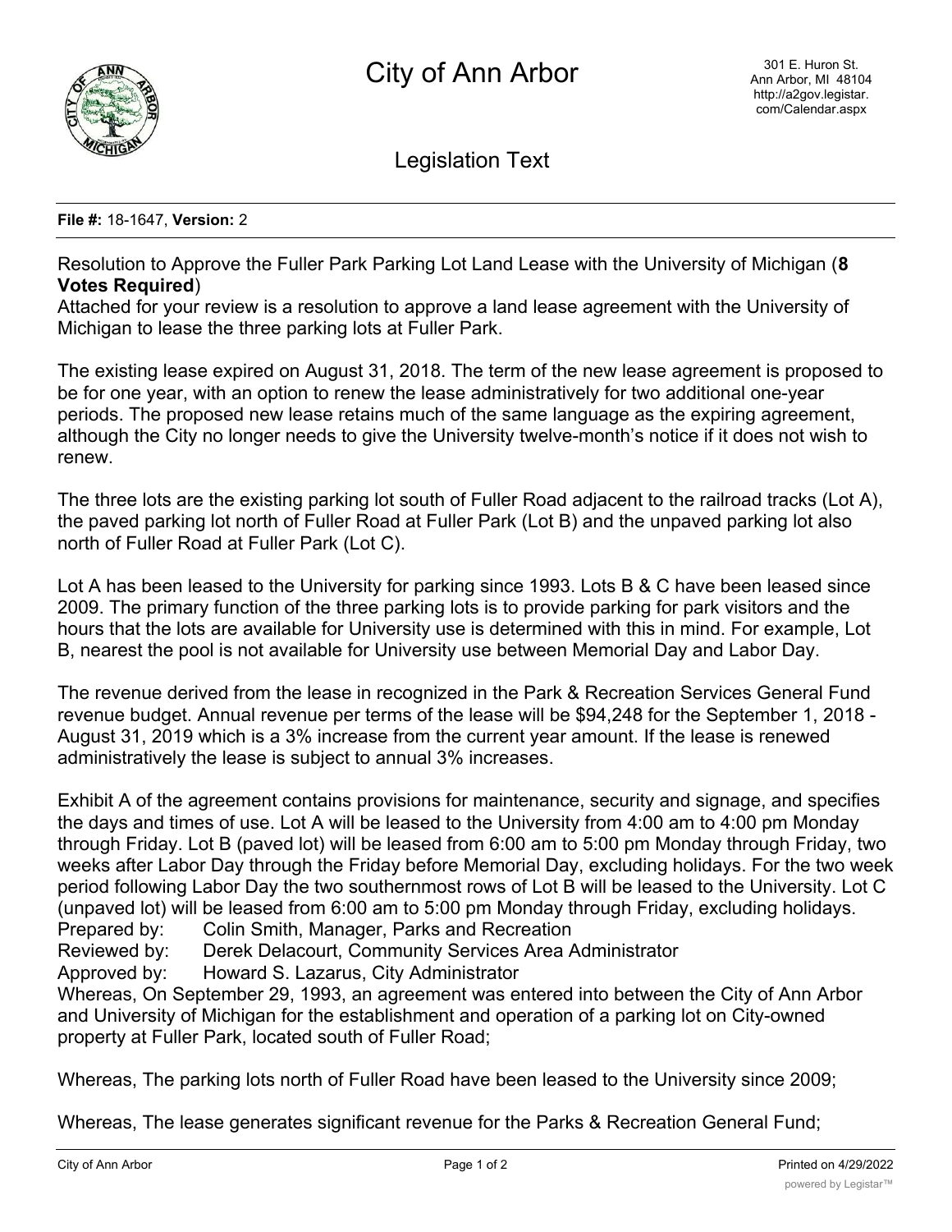# City of Ann Arbor

301 E. Huron St.
Ann Arbor, MI 48104
http://a2gov.legistar.com/Calendar.aspx

## Legislation Text

**File #:** 18-1647, **Version:** 2

Resolution to Approve the Fuller Park Parking Lot Land Lease with the University of Michigan (**8 Votes Required**)

Attached for your review is a resolution to approve a land lease agreement with the University of Michigan to lease the three parking lots at Fuller Park.

The existing lease expired on August 31, 2018. The term of the new lease agreement is proposed to be for one year, with an option to renew the lease administratively for two additional one-year periods. The proposed new lease retains much of the same language as the expiring agreement, although the City no longer needs to give the University twelve-month's notice if it does not wish to renew.

The three lots are the existing parking lot south of Fuller Road adjacent to the railroad tracks (Lot A), the paved parking lot north of Fuller Road at Fuller Park (Lot B) and the unpaved parking lot also north of Fuller Road at Fuller Park (Lot C).

Lot A has been leased to the University for parking since 1993. Lots B & C have been leased since 2009. The primary function of the three parking lots is to provide parking for park visitors and the hours that the lots are available for University use is determined with this in mind. For example, Lot B, nearest the pool is not available for University use between Memorial Day and Labor Day.

The revenue derived from the lease in recognized in the Park & Recreation Services General Fund revenue budget. Annual revenue per terms of the lease will be $94,248 for the September 1, 2018 - August 31, 2019 which is a 3% increase from the current year amount. If the lease is renewed administratively the lease is subject to annual 3% increases.

Exhibit A of the agreement contains provisions for maintenance, security and signage, and specifies the days and times of use. Lot A will be leased to the University from 4:00 am to 4:00 pm Monday through Friday. Lot B (paved lot) will be leased from 6:00 am to 5:00 pm Monday through Friday, two weeks after Labor Day through the Friday before Memorial Day, excluding holidays. For the two week period following Labor Day the two southernmost rows of Lot B will be leased to the University. Lot C (unpaved lot) will be leased from 6:00 am to 5:00 pm Monday through Friday, excluding holidays.

Prepared by: Colin Smith, Manager, Parks and Recreation
Reviewed by: Derek Delacourt, Community Services Area Administrator
Approved by: Howard S. Lazarus, City Administrator

Whereas, On September 29, 1993, an agreement was entered into between the City of Ann Arbor and University of Michigan for the establishment and operation of a parking lot on City-owned property at Fuller Park, located south of Fuller Road;

Whereas, The parking lots north of Fuller Road have been leased to the University since 2009;

Whereas, The lease generates significant revenue for the Parks & Recreation General Fund;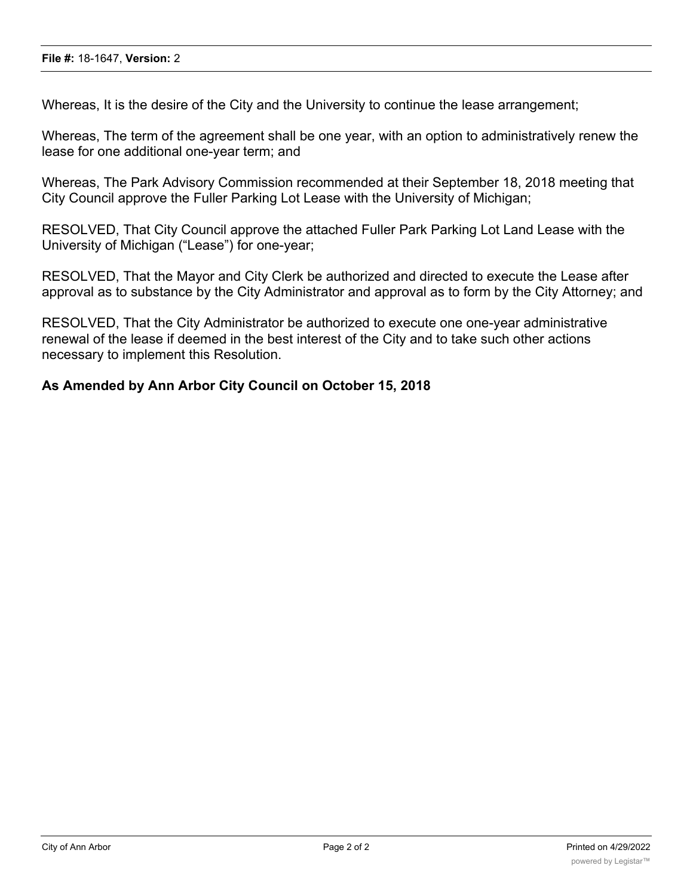Whereas, It is the desire of the City and the University to continue the lease arrangement;

Whereas, The term of the agreement shall be one year, with an option to administratively renew the lease for one additional one-year term; and

Whereas, The Park Advisory Commission recommended at their September 18, 2018 meeting that City Council approve the Fuller Parking Lot Lease with the University of Michigan;

RESOLVED, That City Council approve the attached Fuller Park Parking Lot Land Lease with the University of Michigan ("Lease") for one-year;

RESOLVED, That the Mayor and City Clerk be authorized and directed to execute the Lease after approval as to substance by the City Administrator and approval as to form by the City Attorney; and

RESOLVED, That the City Administrator be authorized to execute one one-year administrative renewal of the lease if deemed in the best interest of the City and to take such other actions necessary to implement this Resolution.

**As Amended by Ann Arbor City Council on October 15, 2018**